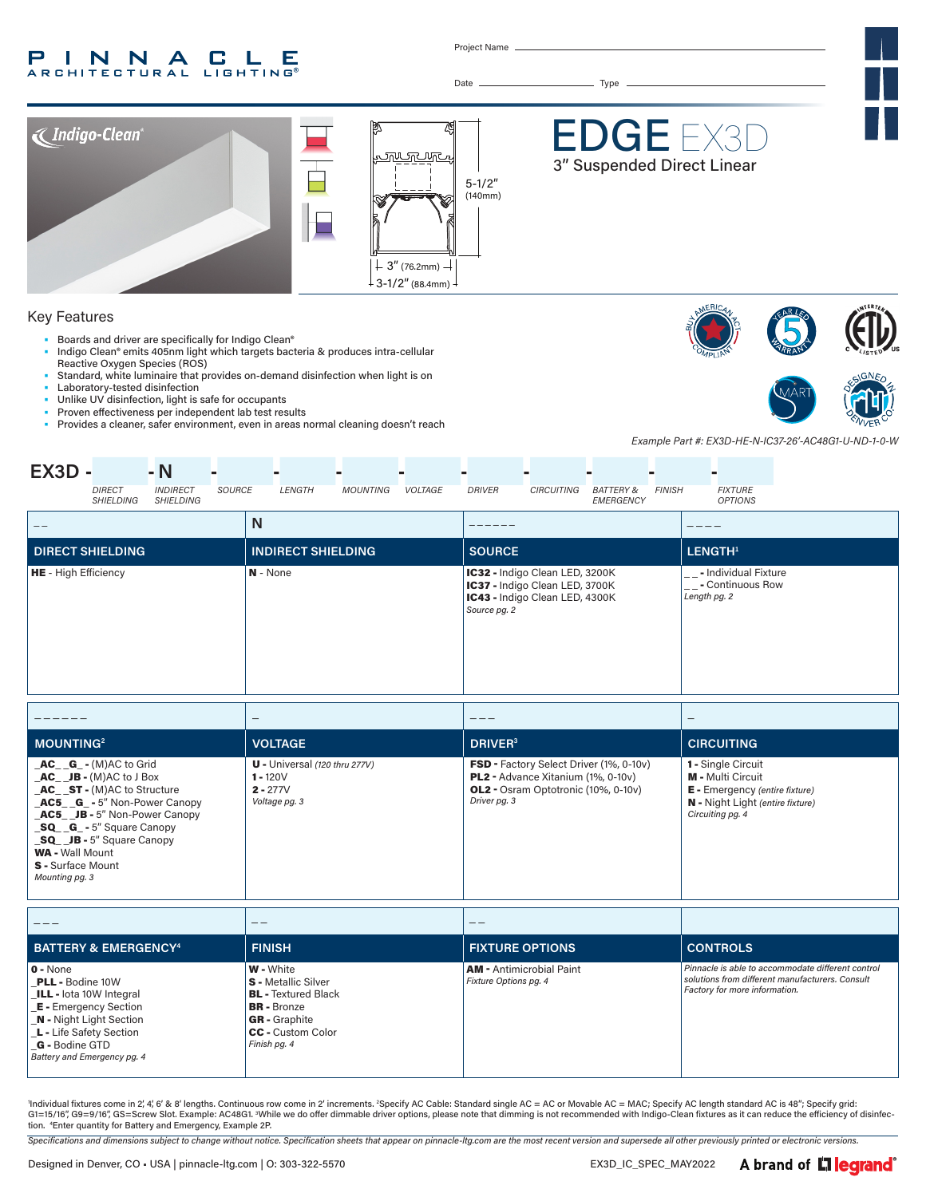# PINNACLE ARCHITECTURAL LIGHTING®

Project Name ______________________

Date ______________ Type ______________________

Indigo-Clean®

5-1/2" (140mm)

3" (76.2mm)

3-1/2" (88.4mm)

# EDGE EX3D

## 3" Suspended Direct Linear

## Key Features

- Boards and driver are specifically for Indigo Clean®
- Indigo Clean® emits 405nm light which targets bacteria & produces intra-cellular Reactive Oxygen Species (ROS)
- Standard, white luminaire that provides on-demand disinfection when light is on
- Laboratory-tested disinfection
- Unlike UV disinfection, light is safe for occupants
- Proven effectiveness per independent lab test results
- Provides a cleaner, safer environment, even in areas normal cleaning doesn't reach

*Example Part #: EX3D-HE-N-IC37-26'-AC48G1-U-ND-1-0-W*

**EX3D -** ___ **- N** - ___ - ___ - ___ - ___ - ___ - ___ - ___ - ___ - ___

*DIRECT SHIELDING, INDIRECT SHIELDING, SOURCE, LENGTH, MOUNTING, VOLTAGE, DRIVER, CIRCUITING, BATTERY & EMERGENCY, FINISH, FIXTURE OPTIONS*

| _ _ | N | _ _ _ _ _ _ | _ _ _ _ |
|---|---|---|---|
| **DIRECT SHIELDING** | **INDIRECT SHIELDING** | **SOURCE** | **LENGTH[1]** |
| **HE** - High Efficiency | **N** - None | **IC32 -** Indigo Clean LED, 3200K<br>**IC37 -** Indigo Clean LED, 3700K<br>**IC43 -** Indigo Clean LED, 4300K<br>*Source pg. 2* | _ _ **-** Individual Fixture<br>_ _ **-** Continuous Row<br>*Length pg. 2* |

| _ _ _ _ _ _ | _ | _ _ _ | _ |
|---|---|---|---|
| **MOUNTING[2]** | **VOLTAGE** | **DRIVER[3]** | **CIRCUITING** |
| **_AC_ _G_ -** (M)AC to Grid<br>**_AC_ _JB -** (M)AC to J Box<br>**_AC_ _ST -** (M)AC to Structure<br>**_AC5_ _G_ -** 5" Non-Power Canopy<br>**_AC5_ _JB -** 5" Non-Power Canopy<br>**_SQ_ _G_ -** 5" Square Canopy<br>**_SQ_ _JB -** 5" Square Canopy<br>**WA -** Wall Mount<br>**S -** Surface Mount<br>*Mounting pg. 3* | **U -** Universal *(120 thru 277V)*<br>**1 -** 120V<br>**2 -** 277V<br>*Voltage pg. 3* | **FSD -** Factory Select Driver (1%, 0-10v)<br>**PL2 -** Advance Xitanium (1%, 0-10v)<br>**OL2 -** Osram Optotronic (10%, 0-10v)<br>*Driver pg. 3* | **1 -** Single Circuit<br>**M -** Multi Circuit<br>**E -** Emergency *(entire fixture)*<br>**N -** Night Light *(entire fixture)*<br>*Circuiting pg. 4* |

| _ _ _ | _ _ | _ _ | |
|---|---|---|---|
| **BATTERY & EMERGENCY[4]** | **FINISH** | **FIXTURE OPTIONS** | **CONTROLS** |
| **0 -** None<br>**_PLL -** Bodine 10W<br>**_ILL -** Iota 10W Integral<br>**_E -** Emergency Section<br>**_N -** Night Light Section<br>**_L -** Life Safety Section<br>**_G -** Bodine GTD<br>*Battery and Emergency pg. 4* | **W -** White<br>**S -** Metallic Silver<br>**BL -** Textured Black<br>**BR -** Bronze<br>**GR -** Graphite<br>**CC -** Custom Color<br>*Finish pg. 4* | **AM -** Antimicrobial Paint<br>*Fixture Options pg. 4* | *Pinnacle is able to accommodate different control solutions from different manufacturers. Consult Factory for more information.* |

[1]Individual fixtures come in 2', 4', 6' & 8' lengths. Continuous row come in 2' increments. [2]Specify AC Cable: Standard single AC = AC or Movable AC = MAC; Specify AC length standard AC is 48"; Specify grid: G1=15/16", G9=9/16", GS=Screw Slot. Example: AC48G1. [3]While we do offer dimmable driver options, please note that dimming is not recommended with Indigo-Clean fixtures as it can reduce the efficiency of disinfection. [4]Enter quantity for Battery and Emergency, Example 2P.

*Specifications and dimensions subject to change without notice. Specification sheets that appear on pinnacle-ltg.com are the most recent version and supersede all other previously printed or electronic versions.*

Designed in Denver, CO • USA | pinnacle-ltg.com | O: 303-322-5570

EX3D_IC_SPEC_MAY2022

A brand of legrand®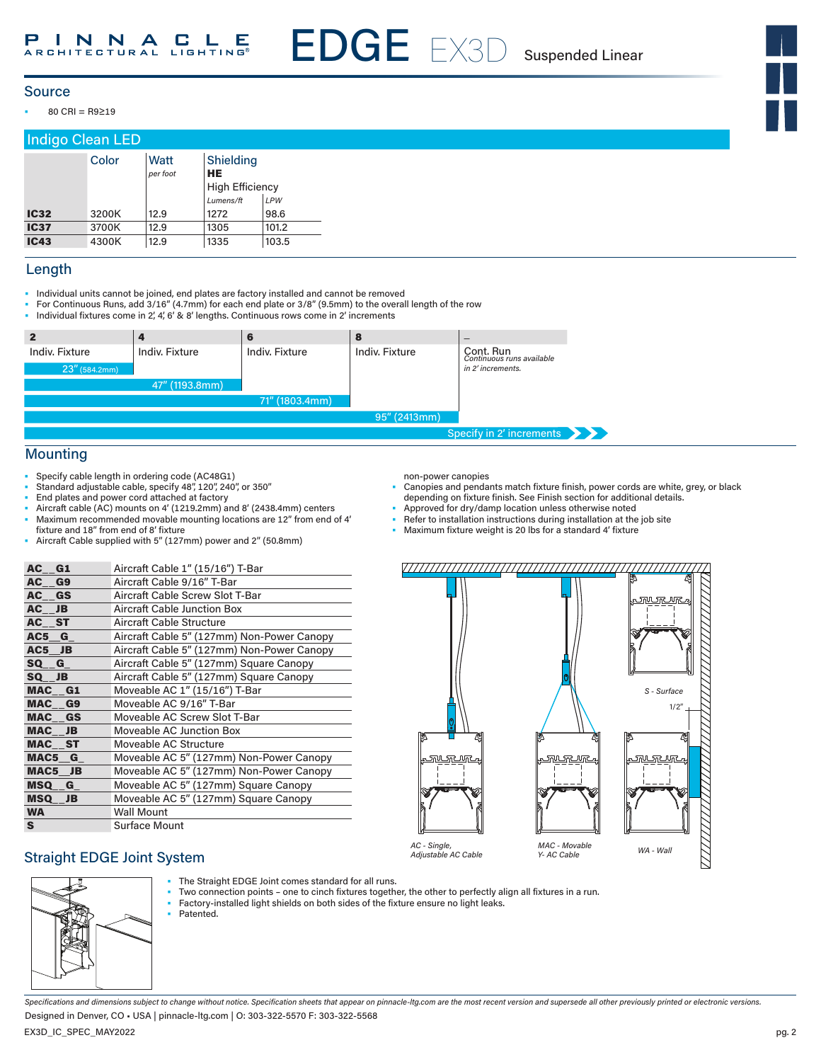# EDGE EX3D Suspended Linear

## Source

- 80 CRI = R9≥19

## Indigo Clean LED

| | Color | Watt *per foot* | Shielding **HE** High Efficiency *Lumens/ft* | *LPW* |
|---|---|---|---|---|
| **IC32** | 3200K | 12.9 | 1272 | 98.6 |
| **IC37** | 3700K | 12.9 | 1305 | 101.2 |
| **IC43** | 4300K | 12.9 | 1335 | 103.5 |

## Length

- Individual units cannot be joined, end plates are factory installed and cannot be removed
- For Continuous Runs, add 3/16" (4.7mm) for each end plate or 3/8" (9.5mm) to the overall length of the row
- Individual fixtures come in 2', 4', 6' & 8' lengths. Continuous rows come in 2' increments

| **2** | **4** | **6** | **8** | **–** |
|---|---|---|---|---|
| Indiv. Fixture | Indiv. Fixture | Indiv. Fixture | Indiv. Fixture | Cont. Run *Continuous runs available in 2' increments.* |
| 23" (584.2mm) | 47" (1193.8mm) | 71" (1803.4mm) | 95" (2413mm) | Specify in 2' increments |

## Mounting

- Specify cable length in ordering code (AC48G1)
- Standard adjustable cable, specify 48", 120", 240", or 350"
- End plates and power cord attached at factory
- Aircraft cable (AC) mounts on 4' (1219.2mm) and 8' (2438.4mm) centers
- Maximum recommended movable mounting locations are 12" from end of 4' fixture and 18" from end of 8' fixture
- Aircraft Cable supplied with 5" (127mm) power and 2" (50.8mm) non-power canopies
- Canopies and pendants match fixture finish, power cords are white, grey, or black depending on fixture finish. See Finish section for additional details.
- Approved for dry/damp location unless otherwise noted
- Refer to installation instructions during installation at the job site
- Maximum fixture weight is 20 lbs for a standard 4' fixture

| Code | Description |
|---|---|
| **AC__G1** | Aircraft Cable 1" (15/16") T-Bar |
| **AC__G9** | Aircraft Cable 9/16" T-Bar |
| **AC__GS** | Aircraft Cable Screw Slot T-Bar |
| **AC__JB** | Aircraft Cable Junction Box |
| **AC__ST** | Aircraft Cable Structure |
| **AC5__G_** | Aircraft Cable 5" (127mm) Non-Power Canopy |
| **AC5__JB** | Aircraft Cable 5" (127mm) Non-Power Canopy |
| **SQ__G_** | Aircraft Cable 5" (127mm) Square Canopy |
| **SQ__JB** | Aircraft Cable 5" (127mm) Square Canopy |
| **MAC__G1** | Moveable AC 1" (15/16") T-Bar |
| **MAC__G9** | Moveable AC 9/16" T-Bar |
| **MAC__GS** | Moveable AC Screw Slot T-Bar |
| **MAC__JB** | Moveable AC Junction Box |
| **MAC__ST** | Moveable AC Structure |
| **MAC5__G_** | Moveable AC 5" (127mm) Non-Power Canopy |
| **MAC5__JB** | Moveable AC 5" (127mm) Non-Power Canopy |
| **MSQ__G_** | Moveable AC 5" (127mm) Square Canopy |
| **MSQ__JB** | Moveable AC 5" (127mm) Square Canopy |
| **WA** | Wall Mount |
| **S** | Surface Mount |

*AC - Single, Adjustable AC Cable*

*MAC - Movable Y- AC Cable*

*WA - Wall*

*S - Surface*

1/2"

## Straight EDGE Joint System

- The Straight EDGE Joint comes standard for all runs.
- Two connection points – one to cinch fixtures together, the other to perfectly align all fixtures in a run.
- Factory-installed light shields on both sides of the fixture ensure no light leaks.
- Patented.

*Specifications and dimensions subject to change without notice. Specification sheets that appear on pinnacle-ltg.com are the most recent version and supersede all other previously printed or electronic versions.*

Designed in Denver, CO • USA | pinnacle-ltg.com | O: 303-322-5570 F: 303-322-5568

EX3D_IC_SPEC_MAY2022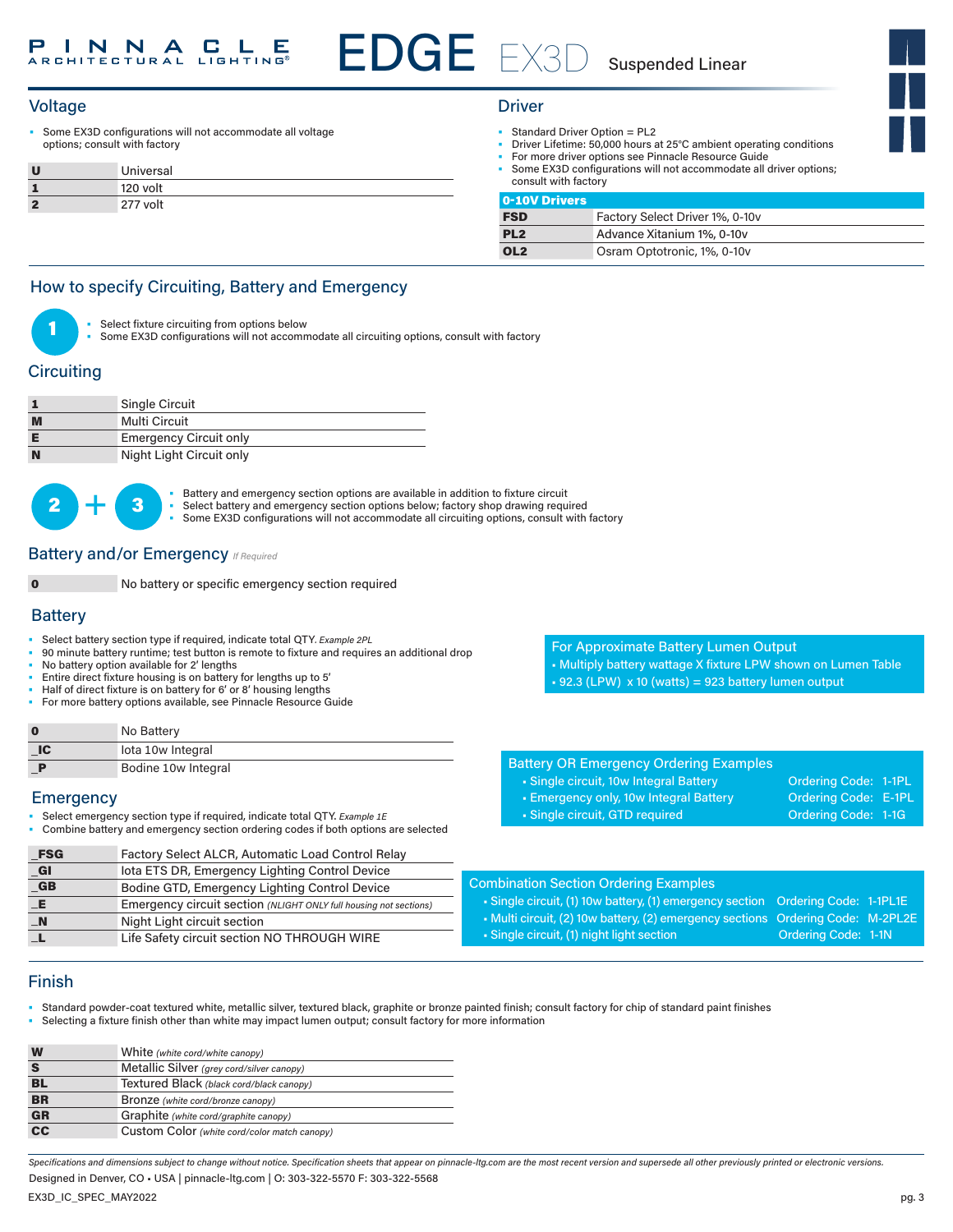# EDGE EX3D Suspended Linear

## Voltage

- Some EX3D configurations will not accommodate all voltage options; consult with factory

| | |
|---|---|
| **U** | Universal |
| **1** | 120 volt |
| **2** | 277 volt |

## Driver

- Standard Driver Option = PL2
- Driver Lifetime: 50,000 hours at 25°C ambient operating conditions
- For more driver options see Pinnacle Resource Guide
- Some EX3D configurations will not accommodate all driver options; consult with factory

| 0-10V Drivers | |
|---|---|
| **FSD** | Factory Select Driver 1%, 0-10v |
| **PL2** | Advance Xitanium 1%, 0-10v |
| **OL2** | Osram Optotronic, 1%, 0-10v |

## How to specify Circuiting, Battery and Emergency

**1**

- Select fixture circuiting from options below
- Some EX3D configurations will not accommodate all circuiting options, consult with factory

## Circuiting

| | |
|---|---|
| **1** | Single Circuit |
| **M** | Multi Circuit |
| **E** | Emergency Circuit only |
| **N** | Night Light Circuit only |

**2 + 3**

- Battery and emergency section options are available in addition to fixture circuit
- Select battery and emergency section options below; factory shop drawing required
- Some EX3D configurations will not accommodate all circuiting options, consult with factory

## Battery and/or Emergency *If Required*

| | |
|---|---|
| **0** | No battery or specific emergency section required |

## Battery

- Select battery section type if required, indicate total QTY. *Example 2PL*
- 90 minute battery runtime; test button is remote to fixture and requires an additional drop
- No battery option available for 2' lengths
- Entire direct fixture housing is on battery for lengths up to 5'
- Half of direct fixture is on battery for 6' or 8' housing lengths
- For more battery options available, see Pinnacle Resource Guide

| | |
|---|---|
| **0** | No Battery |
| **_IC** | Iota 10w Integral |
| **_P** | Bodine 10w Integral |

**For Approximate Battery Lumen Output**

- Multiply battery wattage X fixture LPW shown on Lumen Table
- 92.3 (LPW) x 10 (watts) = 923 battery lumen output

## Emergency

- Select emergency section type if required, indicate total QTY. *Example 1E*
- Combine battery and emergency section ordering codes if both options are selected

| | |
|---|---|
| **_FSG** | Factory Select ALCR, Automatic Load Control Relay |
| **_GI** | Iota ETS DR, Emergency Lighting Control Device |
| **_GB** | Bodine GTD, Emergency Lighting Control Device |
| **_E** | Emergency circuit section *(NLIGHT ONLY full housing not sections)* |
| **_N** | Night Light circuit section |
| **_L** | Life Safety circuit section NO THROUGH WIRE |

**Battery OR Emergency Ordering Examples**

| | |
|---|---|
| Single circuit, 10w Integral Battery | Ordering Code: 1-1PL |
| Emergency only, 10w Integral Battery | Ordering Code: E-1PL |
| Single circuit, GTD required | Ordering Code: 1-1G |

**Combination Section Ordering Examples**

| | |
|---|---|
| Single circuit, (1) 10w battery, (1) emergency section | Ordering Code: 1-1PL1E |
| Multi circuit, (2) 10w battery, (2) emergency sections | Ordering Code: M-2PL2E |
| Single circuit, (1) night light section | Ordering Code: 1-1N |

## Finish

- Standard powder-coat textured white, metallic silver, textured black, graphite or bronze painted finish; consult factory for chip of standard paint finishes
- Selecting a fixture finish other than white may impact lumen output; consult factory for more information

| | |
|---|---|
| **W** | White *(white cord/white canopy)* |
| **S** | Metallic Silver *(grey cord/silver canopy)* |
| **BL** | Textured Black *(black cord/black canopy)* |
| **BR** | Bronze *(white cord/bronze canopy)* |
| **GR** | Graphite *(white cord/graphite canopy)* |
| **CC** | Custom Color *(white cord/color match canopy)* |

*Specifications and dimensions subject to change without notice. Specification sheets that appear on pinnacle-ltg.com are the most recent version and supersede all other previously printed or electronic versions.*

Designed in Denver, CO • USA | pinnacle-ltg.com | O: 303-322-5570 F: 303-322-5568

EX3D_IC_SPEC_MAY2022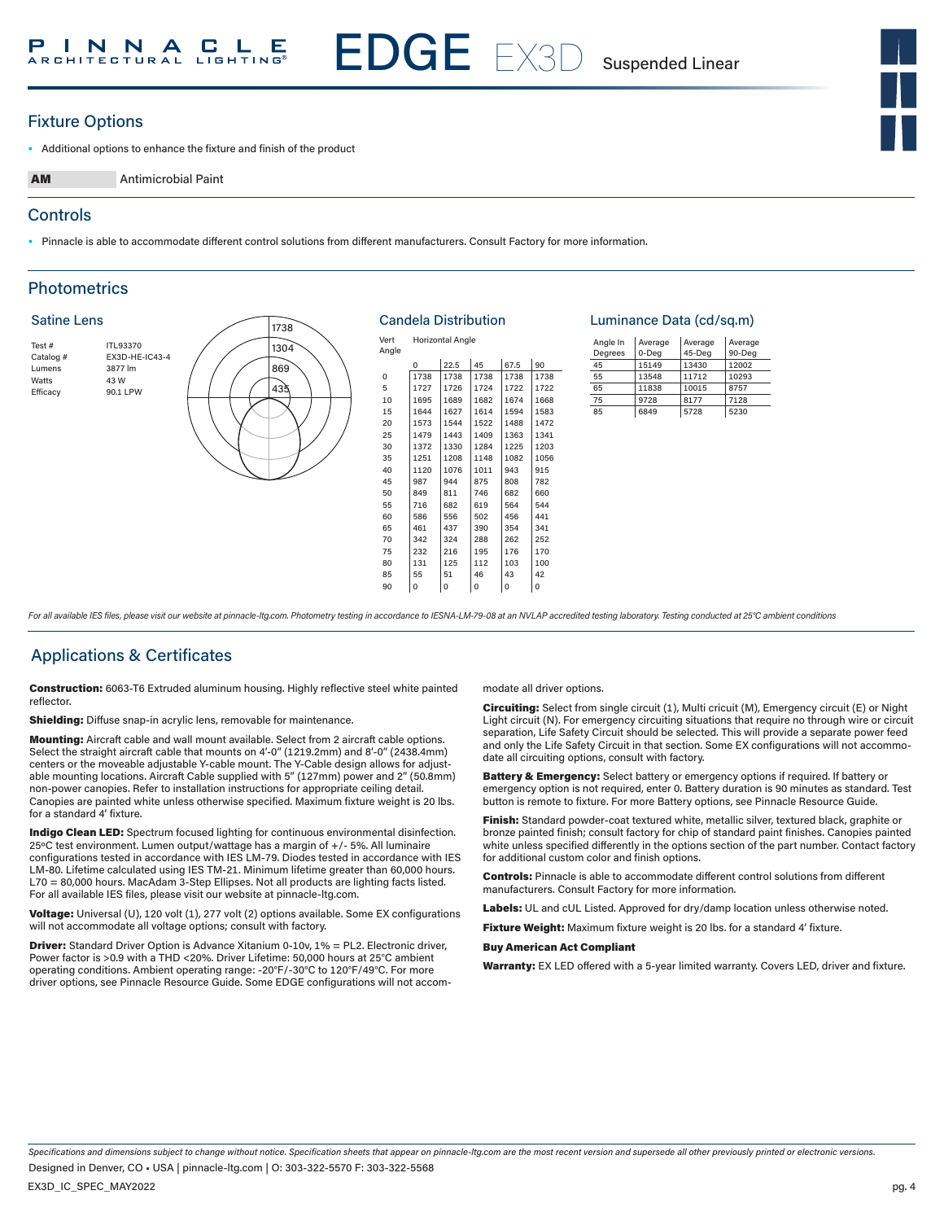# EDGE EX3D Suspended Linear

## Fixture Options

- Additional options to enhance the fixture and finish of the product

| | |
|---|---|
| **AM** | Antimicrobial Paint |

## Controls

- Pinnacle is able to accommodate different control solutions from different manufacturers. Consult Factory for more information.

## Photometrics

### Satine Lens

| | |
|---|---|
| Test # | ITL93370 |
| Catalog # | EX3D-HE-IC43-4 |
| Lumens | 3877 lm |
| Watts | 43 W |
| Efficacy | 90.1 LPW |

1738
1304
869
435

### Candela Distribution

| Vert Angle | Horizontal Angle | | | | |
|---|---|---|---|---|---|
| | 0 | 22.5 | 45 | 67.5 | 90 |
| 0 | 1738 | 1738 | 1738 | 1738 | 1738 |
| 5 | 1727 | 1726 | 1724 | 1722 | 1722 |
| 10 | 1695 | 1689 | 1682 | 1674 | 1668 |
| 15 | 1644 | 1627 | 1614 | 1594 | 1583 |
| 20 | 1573 | 1544 | 1522 | 1488 | 1472 |
| 25 | 1479 | 1443 | 1409 | 1363 | 1341 |
| 30 | 1372 | 1330 | 1284 | 1225 | 1203 |
| 35 | 1251 | 1208 | 1148 | 1082 | 1056 |
| 40 | 1120 | 1076 | 1011 | 943 | 915 |
| 45 | 987 | 944 | 875 | 808 | 782 |
| 50 | 849 | 811 | 746 | 682 | 660 |
| 55 | 716 | 682 | 619 | 564 | 544 |
| 60 | 586 | 556 | 502 | 456 | 441 |
| 65 | 461 | 437 | 390 | 354 | 341 |
| 70 | 342 | 324 | 288 | 262 | 252 |
| 75 | 232 | 216 | 195 | 176 | 170 |
| 80 | 131 | 125 | 112 | 103 | 100 |
| 85 | 55 | 51 | 46 | 43 | 42 |
| 90 | 0 | 0 | 0 | 0 | 0 |

### Luminance Data (cd/sq.m)

| Angle In Degrees | Average 0-Deg | Average 45-Deg | Average 90-Deg |
|---|---|---|---|
| 45 | 15149 | 13430 | 12002 |
| 55 | 13548 | 11712 | 10293 |
| 65 | 11838 | 10015 | 8757 |
| 75 | 9728 | 8177 | 7128 |
| 85 | 6849 | 5728 | 5230 |

*For all available IES files, please visit our website at pinnacle-ltg.com. Photometry testing in accordance to IESNA-LM-79-08 at an NVLAP accredited testing laboratory. Testing conducted at 25°C ambient conditions*

## Applications & Certificates

**Construction:** 6063-T6 Extruded aluminum housing. Highly reflective steel white painted reflector.

**Shielding:** Diffuse snap-in acrylic lens, removable for maintenance.

**Mounting:** Aircraft cable and wall mount available. Select from 2 aircraft cable options. Select the straight aircraft cable that mounts on 4'-0" (1219.2mm) and 8'-0" (2438.4mm) centers or the moveable adjustable Y-cable mount. The Y-Cable design allows for adjustable mounting locations. Aircraft Cable supplied with 5" (127mm) power and 2" (50.8mm) non-power canopies. Refer to installation instructions for appropriate ceiling detail. Canopies are painted white unless otherwise specified. Maximum fixture weight is 20 lbs. for a standard 4' fixture.

**Indigo Clean LED:** Spectrum focused lighting for continuous environmental disinfection. 25ºC test environment. Lumen output/wattage has a margin of +/- 5%. All luminaire configurations tested in accordance with IES LM-79. Diodes tested in accordance with IES LM-80. Lifetime calculated using IES TM-21. Minimum lifetime greater than 60,000 hours. L70 = 80,000 hours. MacAdam 3-Step Ellipses. Not all products are lighting facts listed. For all available IES files, please visit our website at pinnacle-ltg.com.

**Voltage:** Universal (U), 120 volt (1), 277 volt (2) options available. Some EX configurations will not accommodate all voltage options; consult with factory.

**Driver:** Standard Driver Option is Advance Xitanium 0-10v, 1% = PL2. Electronic driver, Power factor is >0.9 with a THD <20%. Driver Lifetime: 50,000 hours at 25°C ambient operating conditions. Ambient operating range: -20°F/-30°C to 120°F/49°C. For more driver options, see Pinnacle Resource Guide. Some EDGE configurations will not accommodate all driver options.

**Circuiting:** Select from single circuit (1), Multi cricuit (M), Emergency circuit (E) or Night Light circuit (N). For emergency circuiting situations that require no through wire or circuit separation, Life Safety Circuit should be selected. This will provide a separate power feed and only the Life Safety Circuit in that section. Some EX configurations will not accommodate all circuiting options, consult with factory.

**Battery & Emergency:** Select battery or emergency options if required. If battery or emergency option is not required, enter 0. Battery duration is 90 minutes as standard. Test button is remote to fixture. For more Battery options, see Pinnacle Resource Guide.

**Finish:** Standard powder-coat textured white, metallic silver, textured black, graphite or bronze painted finish; consult factory for chip of standard paint finishes. Canopies painted white unless specified differently in the options section of the part number. Contact factory for additional custom color and finish options.

**Controls:** Pinnacle is able to accommodate different control solutions from different manufacturers. Consult Factory for more information.

**Labels:** UL and cUL Listed. Approved for dry/damp location unless otherwise noted.

**Fixture Weight:** Maximum fixture weight is 20 lbs. for a standard 4' fixture.

**Buy American Act Compliant**

**Warranty:** EX LED offered with a 5-year limited warranty. Covers LED, driver and fixture.

*Specifications and dimensions subject to change without notice. Specification sheets that appear on pinnacle-ltg.com are the most recent version and supersede all other previously printed or electronic versions.*

Designed in Denver, CO • USA | pinnacle-ltg.com | O: 303-322-5570 F: 303-322-5568

EX3D_IC_SPEC_MAY2022